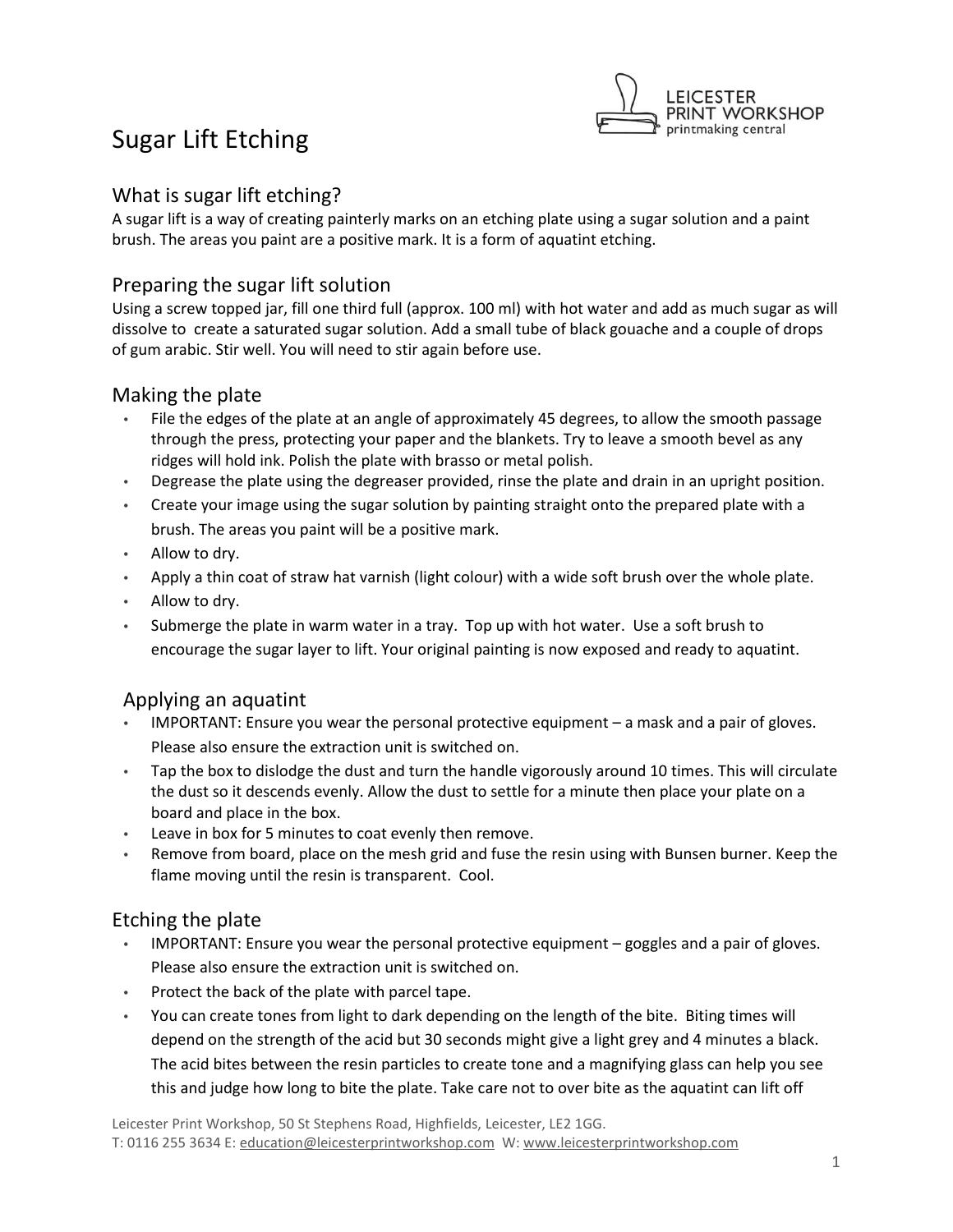# Sugar Lift Etching

## What is sugar lift etching?

A sugar lift is a way of creating painterly marks on an etching plate using a sugar solution and a paint brush. The areas you paint are a positive mark. It is a form of aquatint etching.

## Preparing the sugar lift solution

Using a screw topped jar, fill one third full (approx. 100 ml) with hot water and add as much sugar as will dissolve to create a saturated sugar solution. Add a small tube of black gouache and a couple of drops of gum arabic. Stir well. You will need to stir again before use.

## Making the plate

- File the edges of the plate at an angle of approximately 45 degrees, to allow the smooth passage through the press, protecting your paper and the blankets. Try to leave a smooth bevel as any ridges will hold ink. Polish the plate with brasso or metal polish.
- Degrease the plate using the degreaser provided, rinse the plate and drain in an upright position.
- Create your image using the sugar solution by painting straight onto the prepared plate with a brush. The areas you paint will be a positive mark.
- Allow to dry.
- Apply a thin coat of straw hat varnish (light colour) with a wide soft brush over the whole plate.
- Allow to dry.
- Submerge the plate in warm water in a tray. Top up with hot water. Use a soft brush to encourage the sugar layer to lift. Your original painting is now exposed and ready to aquatint.

## Applying an aquatint

- IMPORTANT: Ensure you wear the personal protective equipment – a mask and a pair of gloves. Please also ensure the extraction unit is switched on.
- Tap the box to dislodge the dust and turn the handle vigorously around 10 times. This will circulate the dust so it descends evenly. Allow the dust to settle for a minute then place your plate on a board and place in the box.
- Leave in box for 5 minutes to coat evenly then remove.
- Remove from board, place on the mesh grid and fuse the resin using with Bunsen burner. Keep the flame moving until the resin is transparent. Cool.

## Etching the plate

- IMPORTANT: Ensure you wear the personal protective equipment – goggles and a pair of gloves. Please also ensure the extraction unit is switched on.
- Protect the back of the plate with parcel tape.
- You can create tones from light to dark depending on the length of the bite. Biting times will depend on the strength of the acid but 30 seconds might give a light grey and 4 minutes a black. The acid bites between the resin particles to create tone and a magnifying glass can help you see this and judge how long to bite the plate. Take care not to over bite as the aquatint can lift off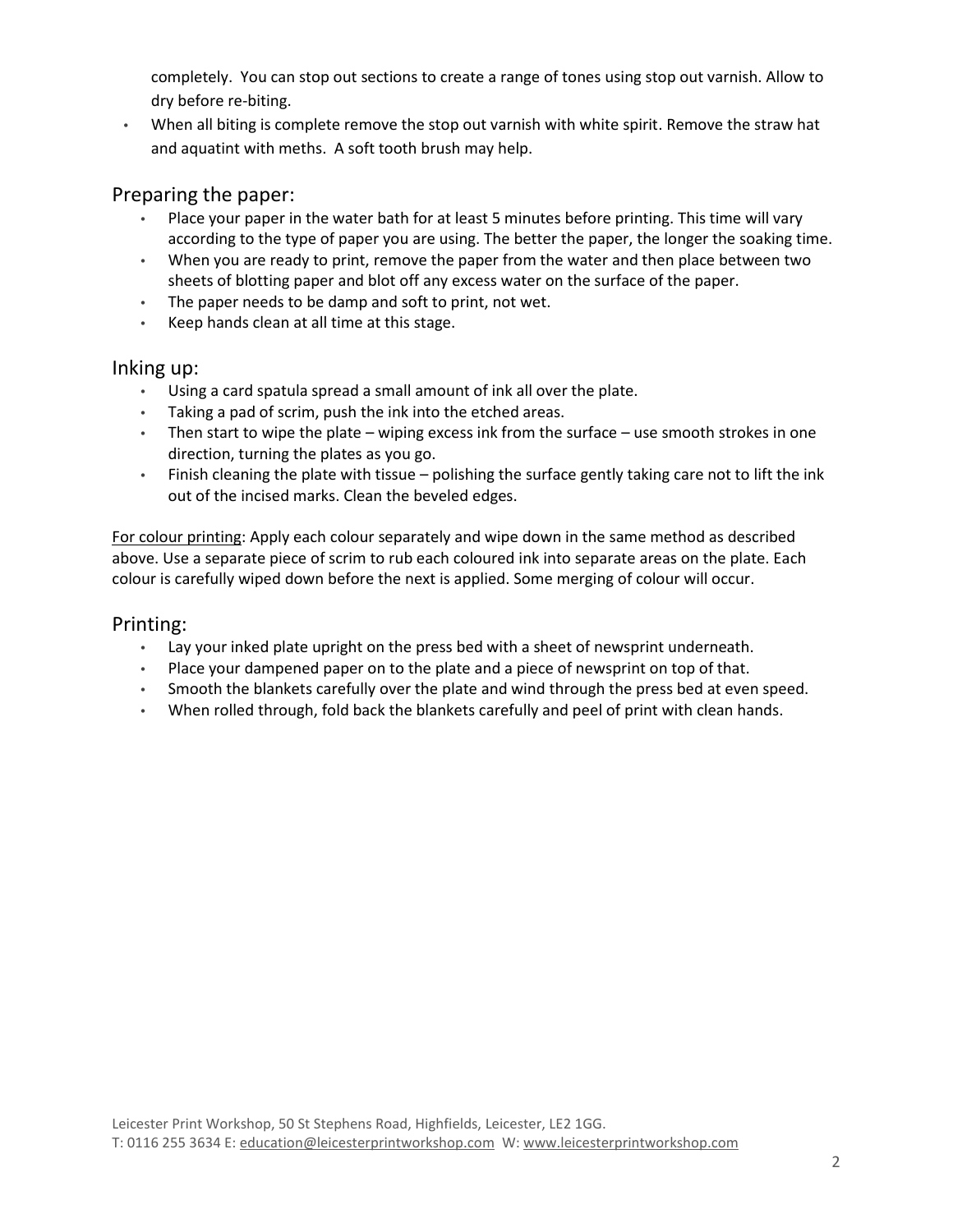completely. You can stop out sections to create a range of tones using stop out varnish. Allow to dry before re-biting.

- When all biting is complete remove the stop out varnish with white spirit. Remove the straw hat and aquatint with meths. A soft tooth brush may help.

## Preparing the paper:

- Place your paper in the water bath for at least 5 minutes before printing. This time will vary according to the type of paper you are using. The better the paper, the longer the soaking time.
- When you are ready to print, remove the paper from the water and then place between two sheets of blotting paper and blot off any excess water on the surface of the paper.
- The paper needs to be damp and soft to print, not wet.
- Keep hands clean at all time at this stage.

## Inking up:

- Using a card spatula spread a small amount of ink all over the plate.
- Taking a pad of scrim, push the ink into the etched areas.
- Then start to wipe the plate – wiping excess ink from the surface – use smooth strokes in one direction, turning the plates as you go.
- Finish cleaning the plate with tissue – polishing the surface gently taking care not to lift the ink out of the incised marks. Clean the beveled edges.

<u>For colour printing</u>: Apply each colour separately and wipe down in the same method as described above. Use a separate piece of scrim to rub each coloured ink into separate areas on the plate. Each colour is carefully wiped down before the next is applied. Some merging of colour will occur.

## Printing:

- Lay your inked plate upright on the press bed with a sheet of newsprint underneath.
- Place your dampened paper on to the plate and a piece of newsprint on top of that.
- Smooth the blankets carefully over the plate and wind through the press bed at even speed.
- When rolled through, fold back the blankets carefully and peel of print with clean hands.

Leicester Print Workshop, 50 St Stephens Road, Highfields, Leicester, LE2 1GG.
T: 0116 255 3634 E: education@leicesterprintworkshop.com W: www.leicesterprintworkshop.com